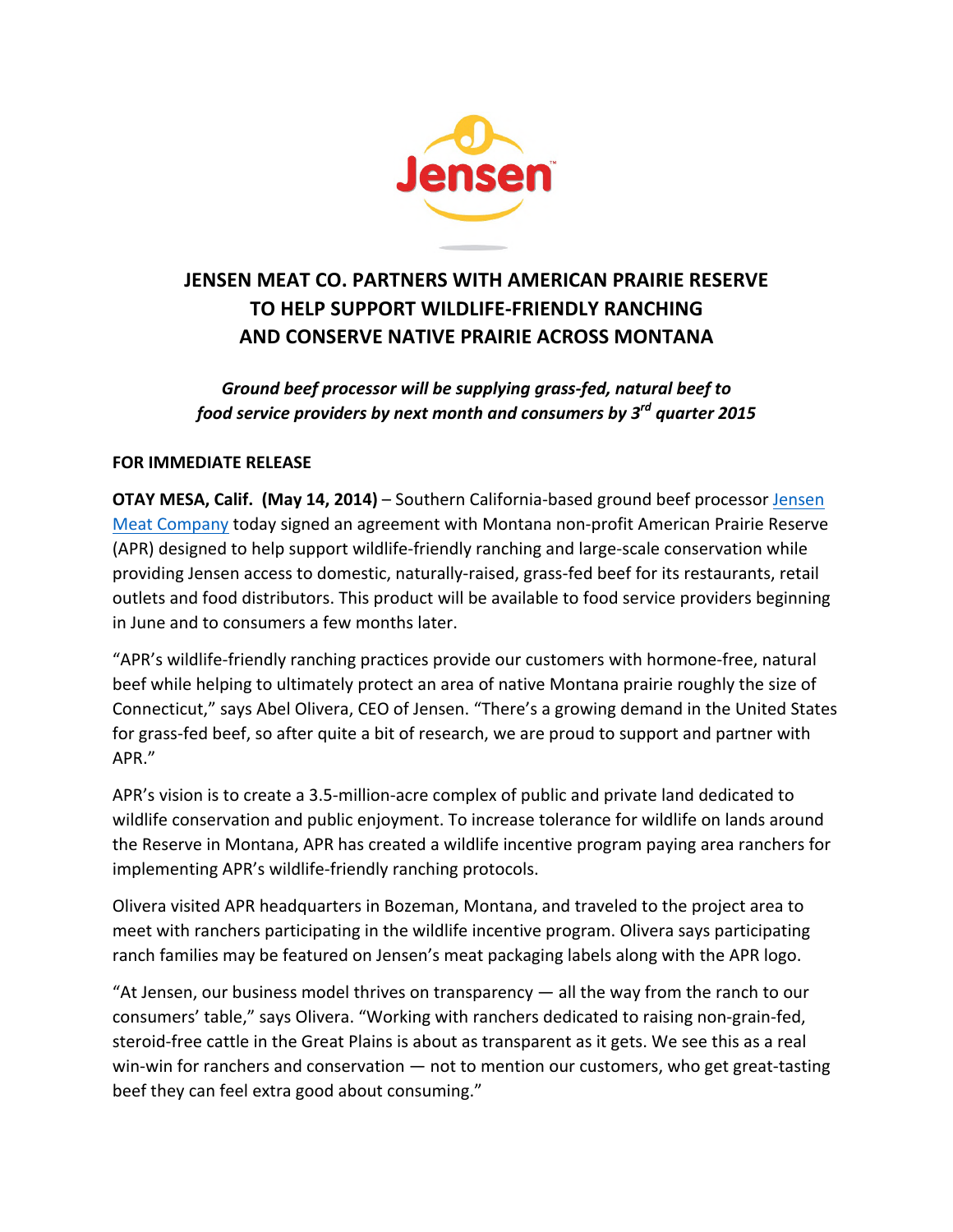Jensen™

# JENSEN MEAT CO. PARTNERS WITH AMERICAN PRAIRIE RESERVE TO HELP SUPPORT WILDLIFE-FRIENDLY RANCHING AND CONSERVE NATIVE PRAIRIE ACROSS MONTANA

***Ground beef processor will be supplying grass-fed, natural beef to food service providers by next month and consumers by 3rd quarter 2015***

**FOR IMMEDIATE RELEASE**

**OTAY MESA, Calif. (May 14, 2014)** – Southern California-based ground beef processor Jensen Meat Company today signed an agreement with Montana non-profit American Prairie Reserve (APR) designed to help support wildlife-friendly ranching and large-scale conservation while providing Jensen access to domestic, naturally-raised, grass-fed beef for its restaurants, retail outlets and food distributors. This product will be available to food service providers beginning in June and to consumers a few months later.

"APR's wildlife-friendly ranching practices provide our customers with hormone-free, natural beef while helping to ultimately protect an area of native Montana prairie roughly the size of Connecticut," says Abel Olivera, CEO of Jensen. "There's a growing demand in the United States for grass-fed beef, so after quite a bit of research, we are proud to support and partner with APR."

APR's vision is to create a 3.5-million-acre complex of public and private land dedicated to wildlife conservation and public enjoyment. To increase tolerance for wildlife on lands around the Reserve in Montana, APR has created a wildlife incentive program paying area ranchers for implementing APR's wildlife-friendly ranching protocols.

Olivera visited APR headquarters in Bozeman, Montana, and traveled to the project area to meet with ranchers participating in the wildlife incentive program. Olivera says participating ranch families may be featured on Jensen's meat packaging labels along with the APR logo.

"At Jensen, our business model thrives on transparency — all the way from the ranch to our consumers' table," says Olivera. "Working with ranchers dedicated to raising non-grain-fed, steroid-free cattle in the Great Plains is about as transparent as it gets. We see this as a real win-win for ranchers and conservation — not to mention our customers, who get great-tasting beef they can feel extra good about consuming."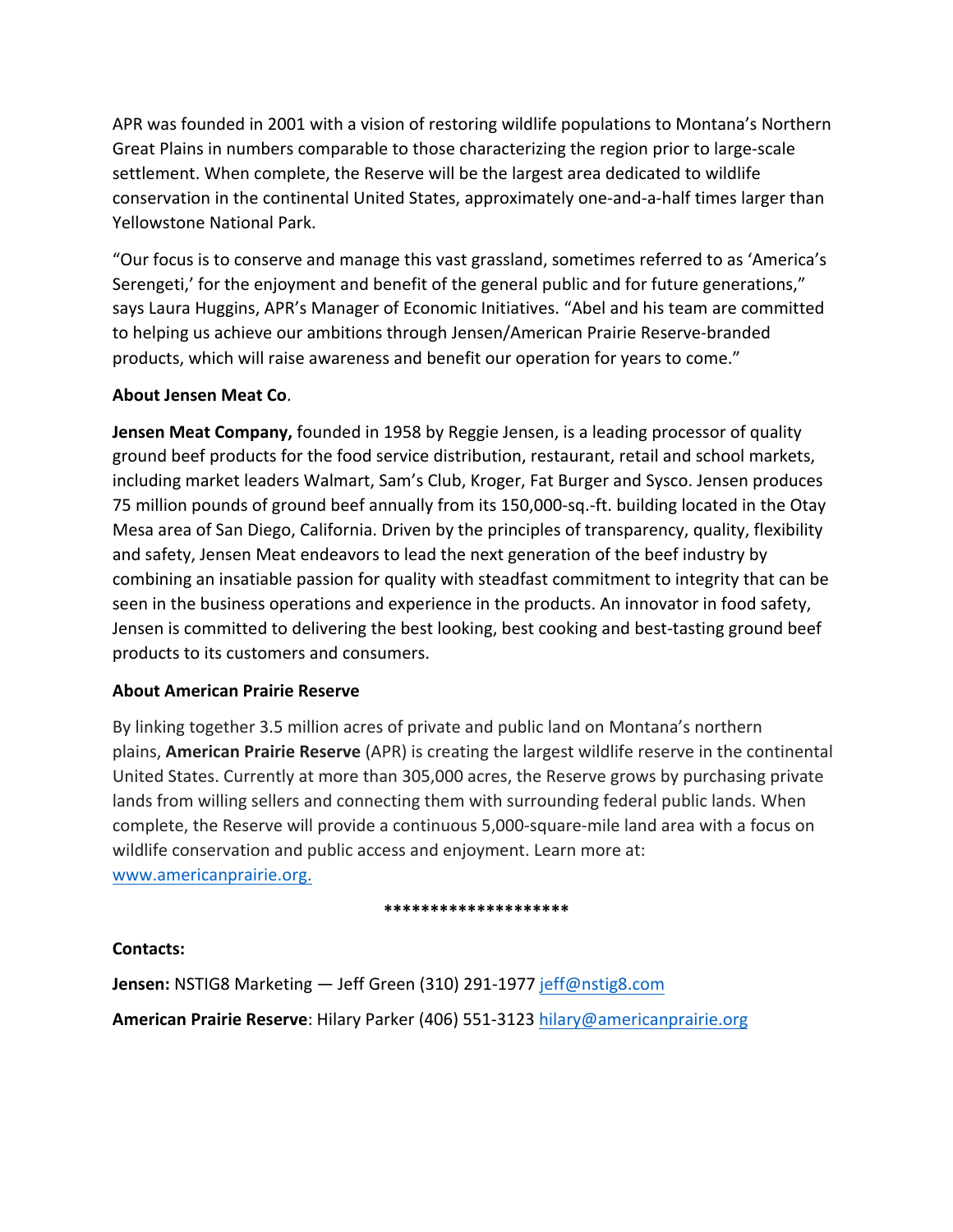APR was founded in 2001 with a vision of restoring wildlife populations to Montana's Northern Great Plains in numbers comparable to those characterizing the region prior to large-scale settlement. When complete, the Reserve will be the largest area dedicated to wildlife conservation in the continental United States, approximately one-and-a-half times larger than Yellowstone National Park.

"Our focus is to conserve and manage this vast grassland, sometimes referred to as 'America's Serengeti,' for the enjoyment and benefit of the general public and for future generations," says Laura Huggins, APR's Manager of Economic Initiatives. "Abel and his team are committed to helping us achieve our ambitions through Jensen/American Prairie Reserve-branded products, which will raise awareness and benefit our operation for years to come."

**About Jensen Meat Co**.

**Jensen Meat Company,** founded in 1958 by Reggie Jensen, is a leading processor of quality ground beef products for the food service distribution, restaurant, retail and school markets, including market leaders Walmart, Sam's Club, Kroger, Fat Burger and Sysco. Jensen produces 75 million pounds of ground beef annually from its 150,000-sq.-ft. building located in the Otay Mesa area of San Diego, California. Driven by the principles of transparency, quality, flexibility and safety, Jensen Meat endeavors to lead the next generation of the beef industry by combining an insatiable passion for quality with steadfast commitment to integrity that can be seen in the business operations and experience in the products. An innovator in food safety, Jensen is committed to delivering the best looking, best cooking and best-tasting ground beef products to its customers and consumers.

**About American Prairie Reserve**

By linking together 3.5 million acres of private and public land on Montana's northern plains, **American Prairie Reserve** (APR) is creating the largest wildlife reserve in the continental United States. Currently at more than 305,000 acres, the Reserve grows by purchasing private lands from willing sellers and connecting them with surrounding federal public lands. When complete, the Reserve will provide a continuous 5,000-square-mile land area with a focus on wildlife conservation and public access and enjoyment. Learn more at: www.americanprairie.org.

********************

**Contacts:**

**Jensen:** NSTIG8 Marketing — Jeff Green (310) 291-1977 jeff@nstig8.com

**American Prairie Reserve**: Hilary Parker (406) 551-3123 hilary@americanprairie.org